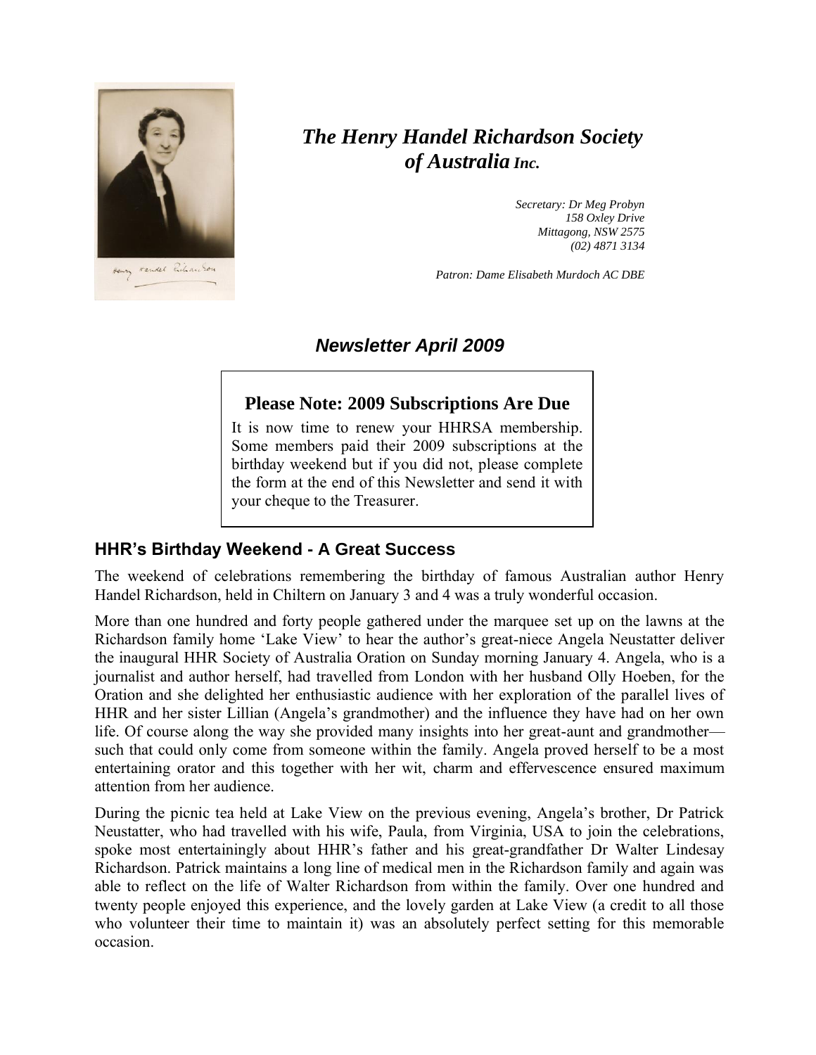# *The Henry Handel Richardson Society of Australia Inc.*

*Secretary: Dr Meg Probyn*
*158 Oxley Drive*
*Mittagong, NSW 2575*
*(02) 4871 3134*

*Patron: Dame Elisabeth Murdoch AC DBE*

## *Newsletter April 2009*

### Please Note: 2009 Subscriptions Are Due

It is now time to renew your HHRSA membership. Some members paid their 2009 subscriptions at the birthday weekend but if you did not, please complete the form at the end of this Newsletter and send it with your cheque to the Treasurer.

## HHR's Birthday Weekend - A Great Success

The weekend of celebrations remembering the birthday of famous Australian author Henry Handel Richardson, held in Chiltern on January 3 and 4 was a truly wonderful occasion.

More than one hundred and forty people gathered under the marquee set up on the lawns at the Richardson family home 'Lake View' to hear the author's great-niece Angela Neustatter deliver the inaugural HHR Society of Australia Oration on Sunday morning January 4. Angela, who is a journalist and author herself, had travelled from London with her husband Olly Hoeben, for the Oration and she delighted her enthusiastic audience with her exploration of the parallel lives of HHR and her sister Lillian (Angela's grandmother) and the influence they have had on her own life. Of course along the way she provided many insights into her great-aunt and grandmother—such that could only come from someone within the family. Angela proved herself to be a most entertaining orator and this together with her wit, charm and effervescence ensured maximum attention from her audience.

During the picnic tea held at Lake View on the previous evening, Angela's brother, Dr Patrick Neustatter, who had travelled with his wife, Paula, from Virginia, USA to join the celebrations, spoke most entertainingly about HHR's father and his great-grandfather Dr Walter Lindesay Richardson. Patrick maintains a long line of medical men in the Richardson family and again was able to reflect on the life of Walter Richardson from within the family. Over one hundred and twenty people enjoyed this experience, and the lovely garden at Lake View (a credit to all those who volunteer their time to maintain it) was an absolutely perfect setting for this memorable occasion.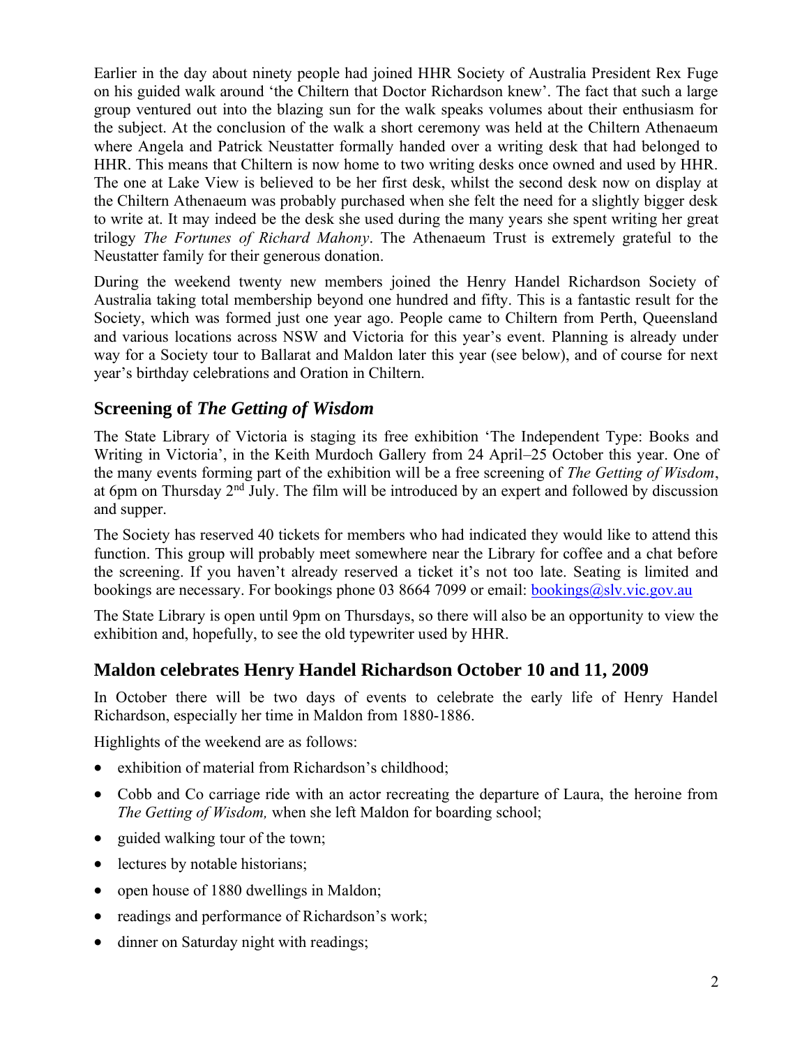Earlier in the day about ninety people had joined HHR Society of Australia President Rex Fuge on his guided walk around 'the Chiltern that Doctor Richardson knew'. The fact that such a large group ventured out into the blazing sun for the walk speaks volumes about their enthusiasm for the subject. At the conclusion of the walk a short ceremony was held at the Chiltern Athenaeum where Angela and Patrick Neustatter formally handed over a writing desk that had belonged to HHR. This means that Chiltern is now home to two writing desks once owned and used by HHR. The one at Lake View is believed to be her first desk, whilst the second desk now on display at the Chiltern Athenaeum was probably purchased when she felt the need for a slightly bigger desk to write at. It may indeed be the desk she used during the many years she spent writing her great trilogy *The Fortunes of Richard Mahony*. The Athenaeum Trust is extremely grateful to the Neustatter family for their generous donation.

During the weekend twenty new members joined the Henry Handel Richardson Society of Australia taking total membership beyond one hundred and fifty. This is a fantastic result for the Society, which was formed just one year ago. People came to Chiltern from Perth, Queensland and various locations across NSW and Victoria for this year's event. Planning is already under way for a Society tour to Ballarat and Maldon later this year (see below), and of course for next year's birthday celebrations and Oration in Chiltern.

## Screening of *The Getting of Wisdom*

The State Library of Victoria is staging its free exhibition 'The Independent Type: Books and Writing in Victoria', in the Keith Murdoch Gallery from 24 April–25 October this year. One of the many events forming part of the exhibition will be a free screening of *The Getting of Wisdom*, at 6pm on Thursday 2nd July. The film will be introduced by an expert and followed by discussion and supper.

The Society has reserved 40 tickets for members who had indicated they would like to attend this function. This group will probably meet somewhere near the Library for coffee and a chat before the screening. If you haven't already reserved a ticket it's not too late. Seating is limited and bookings are necessary. For bookings phone 03 8664 7099 or email: bookings@slv.vic.gov.au

The State Library is open until 9pm on Thursdays, so there will also be an opportunity to view the exhibition and, hopefully, to see the old typewriter used by HHR.

## Maldon celebrates Henry Handel Richardson October 10 and 11, 2009

In October there will be two days of events to celebrate the early life of Henry Handel Richardson, especially her time in Maldon from 1880-1886.

Highlights of the weekend are as follows:

- exhibition of material from Richardson's childhood;
- Cobb and Co carriage ride with an actor recreating the departure of Laura, the heroine from *The Getting of Wisdom,* when she left Maldon for boarding school;
- guided walking tour of the town;
- lectures by notable historians;
- open house of 1880 dwellings in Maldon;
- readings and performance of Richardson's work;
- dinner on Saturday night with readings;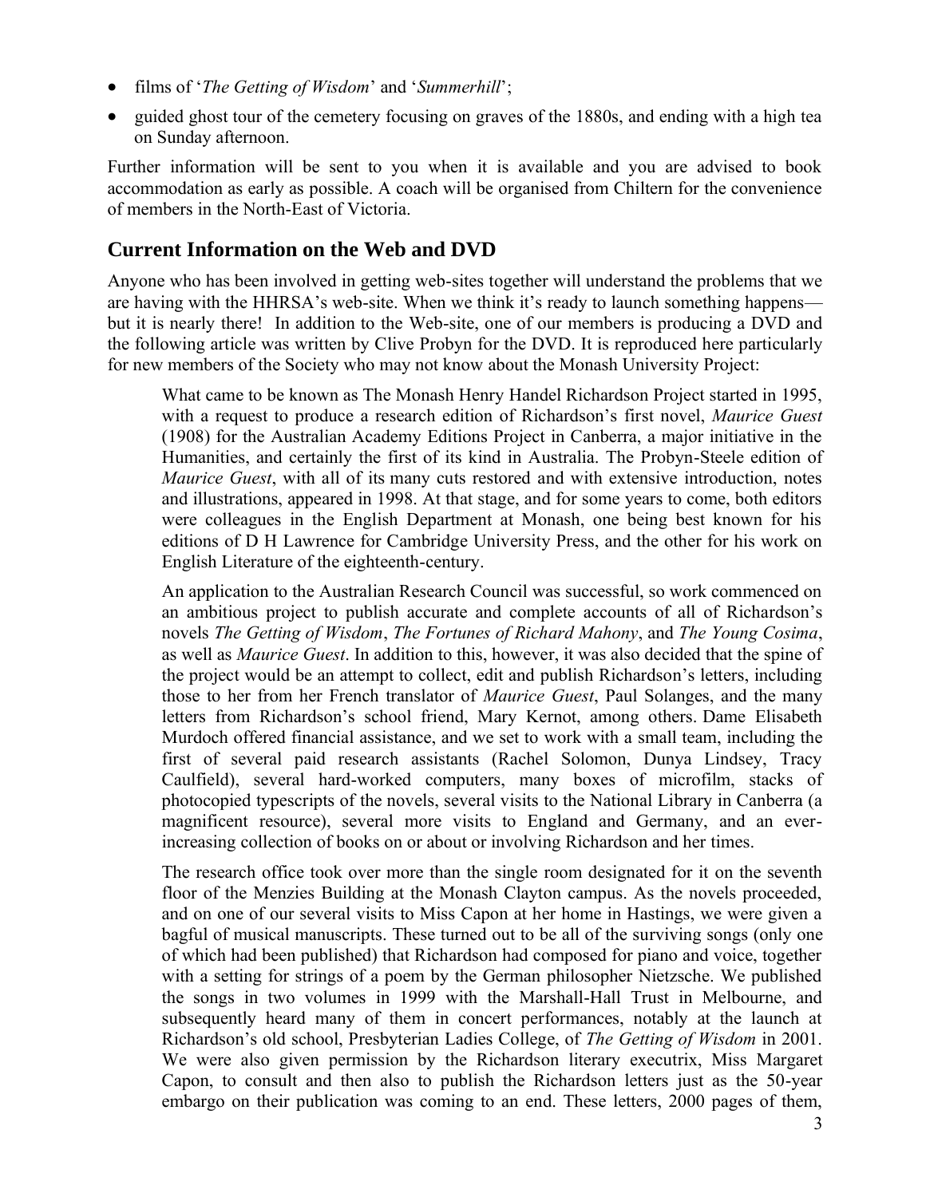- films of '*The Getting of Wisdom*' and '*Summerhill*';
- guided ghost tour of the cemetery focusing on graves of the 1880s, and ending with a high tea on Sunday afternoon.

Further information will be sent to you when it is available and you are advised to book accommodation as early as possible. A coach will be organised from Chiltern for the convenience of members in the North-East of Victoria.

## Current Information on the Web and DVD

Anyone who has been involved in getting web-sites together will understand the problems that we are having with the HHRSA's web-site. When we think it's ready to launch something happens—but it is nearly there! In addition to the Web-site, one of our members is producing a DVD and the following article was written by Clive Probyn for the DVD. It is reproduced here particularly for new members of the Society who may not know about the Monash University Project:

> What came to be known as The Monash Henry Handel Richardson Project started in 1995, with a request to produce a research edition of Richardson's first novel, *Maurice Guest* (1908) for the Australian Academy Editions Project in Canberra, a major initiative in the Humanities, and certainly the first of its kind in Australia. The Probyn-Steele edition of *Maurice Guest*, with all of its many cuts restored and with extensive introduction, notes and illustrations, appeared in 1998. At that stage, and for some years to come, both editors were colleagues in the English Department at Monash, one being best known for his editions of D H Lawrence for Cambridge University Press, and the other for his work on English Literature of the eighteenth-century.
>
> An application to the Australian Research Council was successful, so work commenced on an ambitious project to publish accurate and complete accounts of all of Richardson's novels *The Getting of Wisdom*, *The Fortunes of Richard Mahony*, and *The Young Cosima*, as well as *Maurice Guest*. In addition to this, however, it was also decided that the spine of the project would be an attempt to collect, edit and publish Richardson's letters, including those to her from her French translator of *Maurice Guest*, Paul Solanges, and the many letters from Richardson's school friend, Mary Kernot, among others. Dame Elisabeth Murdoch offered financial assistance, and we set to work with a small team, including the first of several paid research assistants (Rachel Solomon, Dunya Lindsey, Tracy Caulfield), several hard-worked computers, many boxes of microfilm, stacks of photocopied typescripts of the novels, several visits to the National Library in Canberra (a magnificent resource), several more visits to England and Germany, and an ever-increasing collection of books on or about or involving Richardson and her times.
>
> The research office took over more than the single room designated for it on the seventh floor of the Menzies Building at the Monash Clayton campus. As the novels proceeded, and on one of our several visits to Miss Capon at her home in Hastings, we were given a bagful of musical manuscripts. These turned out to be all of the surviving songs (only one of which had been published) that Richardson had composed for piano and voice, together with a setting for strings of a poem by the German philosopher Nietzsche. We published the songs in two volumes in 1999 with the Marshall-Hall Trust in Melbourne, and subsequently heard many of them in concert performances, notably at the launch at Richardson's old school, Presbyterian Ladies College, of *The Getting of Wisdom* in 2001. We were also given permission by the Richardson literary executrix, Miss Margaret Capon, to consult and then also to publish the Richardson letters just as the 50-year embargo on their publication was coming to an end. These letters, 2000 pages of them,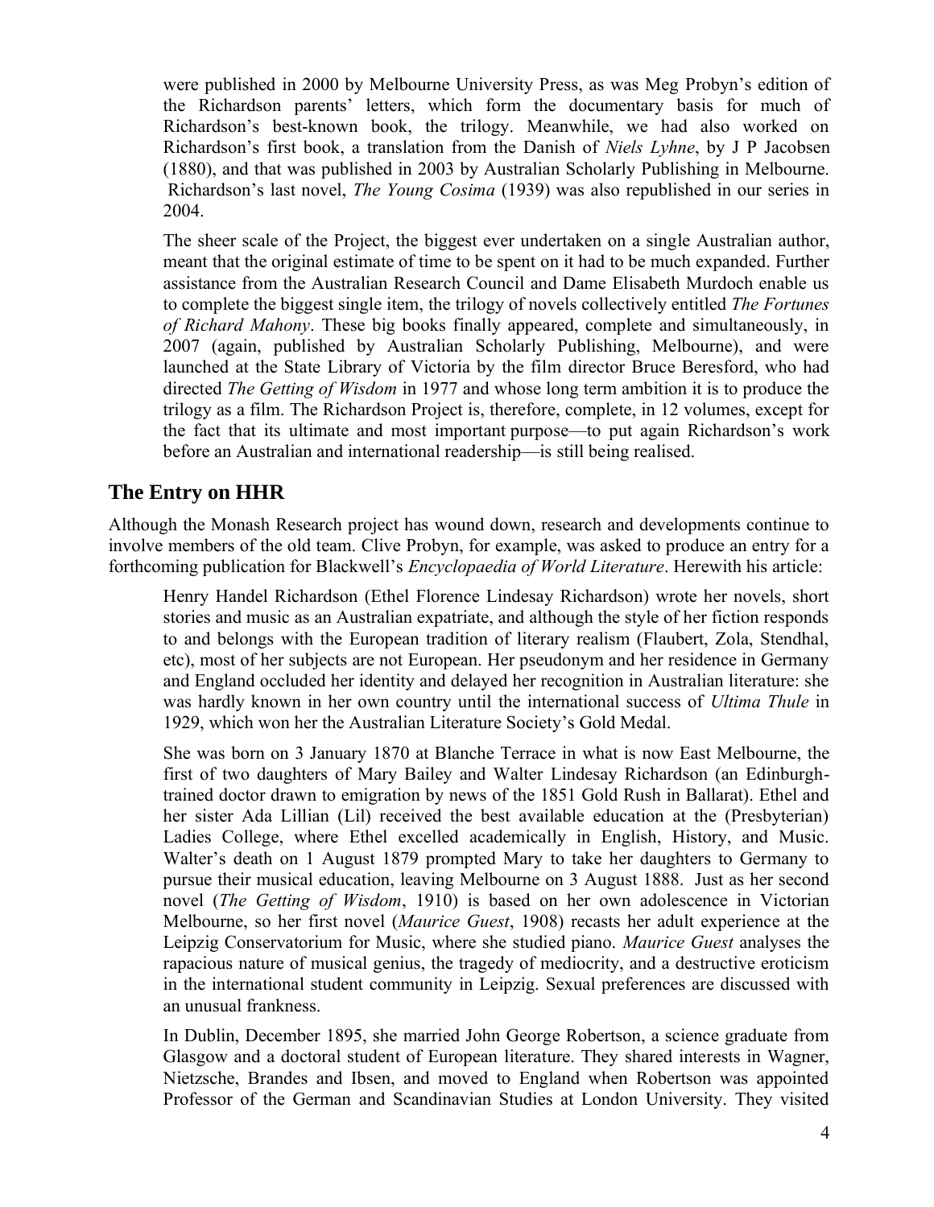were published in 2000 by Melbourne University Press, as was Meg Probyn's edition of the Richardson parents' letters, which form the documentary basis for much of Richardson's best-known book, the trilogy. Meanwhile, we had also worked on Richardson's first book, a translation from the Danish of *Niels Lyhne*, by J P Jacobsen (1880), and that was published in 2003 by Australian Scholarly Publishing in Melbourne. Richardson's last novel, *The Young Cosima* (1939) was also republished in our series in 2004.

The sheer scale of the Project, the biggest ever undertaken on a single Australian author, meant that the original estimate of time to be spent on it had to be much expanded. Further assistance from the Australian Research Council and Dame Elisabeth Murdoch enable us to complete the biggest single item, the trilogy of novels collectively entitled *The Fortunes of Richard Mahony*. These big books finally appeared, complete and simultaneously, in 2007 (again, published by Australian Scholarly Publishing, Melbourne), and were launched at the State Library of Victoria by the film director Bruce Beresford, who had directed *The Getting of Wisdom* in 1977 and whose long term ambition it is to produce the trilogy as a film. The Richardson Project is, therefore, complete, in 12 volumes, except for the fact that its ultimate and most important purpose—to put again Richardson's work before an Australian and international readership—is still being realised.

## The Entry on HHR

Although the Monash Research project has wound down, research and developments continue to involve members of the old team. Clive Probyn, for example, was asked to produce an entry for a forthcoming publication for Blackwell's *Encyclopaedia of World Literature*. Herewith his article:

> Henry Handel Richardson (Ethel Florence Lindesay Richardson) wrote her novels, short stories and music as an Australian expatriate, and although the style of her fiction responds to and belongs with the European tradition of literary realism (Flaubert, Zola, Stendhal, etc), most of her subjects are not European. Her pseudonym and her residence in Germany and England occluded her identity and delayed her recognition in Australian literature: she was hardly known in her own country until the international success of *Ultima Thule* in 1929, which won her the Australian Literature Society's Gold Medal.
>
> She was born on 3 January 1870 at Blanche Terrace in what is now East Melbourne, the first of two daughters of Mary Bailey and Walter Lindesay Richardson (an Edinburgh-trained doctor drawn to emigration by news of the 1851 Gold Rush in Ballarat). Ethel and her sister Ada Lillian (Lil) received the best available education at the (Presbyterian) Ladies College, where Ethel excelled academically in English, History, and Music. Walter's death on 1 August 1879 prompted Mary to take her daughters to Germany to pursue their musical education, leaving Melbourne on 3 August 1888. Just as her second novel (*The Getting of Wisdom*, 1910) is based on her own adolescence in Victorian Melbourne, so her first novel (*Maurice Guest*, 1908) recasts her adult experience at the Leipzig Conservatorium for Music, where she studied piano. *Maurice Guest* analyses the rapacious nature of musical genius, the tragedy of mediocrity, and a destructive eroticism in the international student community in Leipzig. Sexual preferences are discussed with an unusual frankness.
>
> In Dublin, December 1895, she married John George Robertson, a science graduate from Glasgow and a doctoral student of European literature. They shared interests in Wagner, Nietzsche, Brandes and Ibsen, and moved to England when Robertson was appointed Professor of the German and Scandinavian Studies at London University. They visited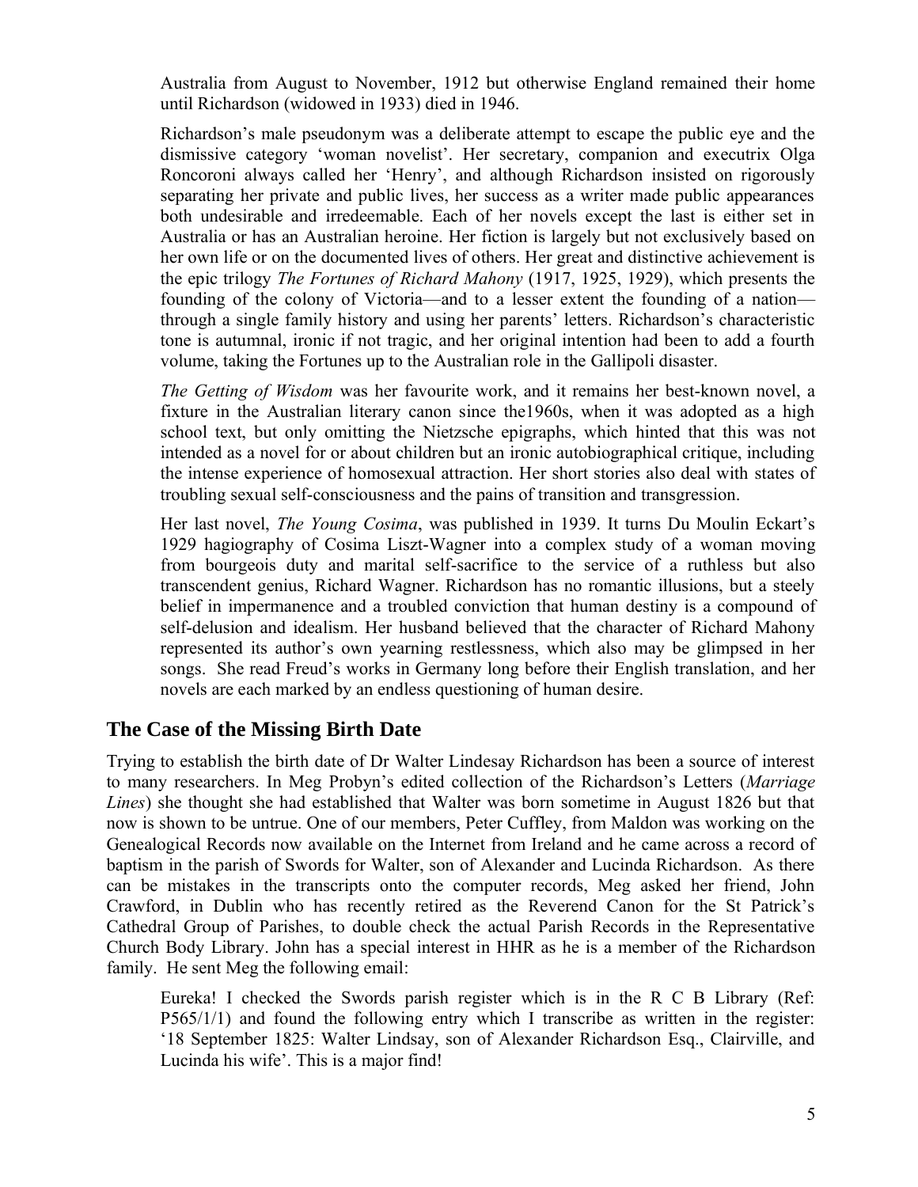Australia from August to November, 1912 but otherwise England remained their home until Richardson (widowed in 1933) died in 1946.

Richardson's male pseudonym was a deliberate attempt to escape the public eye and the dismissive category 'woman novelist'. Her secretary, companion and executrix Olga Roncoroni always called her 'Henry', and although Richardson insisted on rigorously separating her private and public lives, her success as a writer made public appearances both undesirable and irredeemable. Each of her novels except the last is either set in Australia or has an Australian heroine. Her fiction is largely but not exclusively based on her own life or on the documented lives of others. Her great and distinctive achievement is the epic trilogy *The Fortunes of Richard Mahony* (1917, 1925, 1929), which presents the founding of the colony of Victoria—and to a lesser extent the founding of a nation—through a single family history and using her parents' letters. Richardson's characteristic tone is autumnal, ironic if not tragic, and her original intention had been to add a fourth volume, taking the Fortunes up to the Australian role in the Gallipoli disaster.

*The Getting of Wisdom* was her favourite work, and it remains her best-known novel, a fixture in the Australian literary canon since the1960s, when it was adopted as a high school text, but only omitting the Nietzsche epigraphs, which hinted that this was not intended as a novel for or about children but an ironic autobiographical critique, including the intense experience of homosexual attraction. Her short stories also deal with states of troubling sexual self-consciousness and the pains of transition and transgression.

Her last novel, *The Young Cosima*, was published in 1939. It turns Du Moulin Eckart's 1929 hagiography of Cosima Liszt-Wagner into a complex study of a woman moving from bourgeois duty and marital self-sacrifice to the service of a ruthless but also transcendent genius, Richard Wagner. Richardson has no romantic illusions, but a steely belief in impermanence and a troubled conviction that human destiny is a compound of self-delusion and idealism. Her husband believed that the character of Richard Mahony represented its author's own yearning restlessness, which also may be glimpsed in her songs. She read Freud's works in Germany long before their English translation, and her novels are each marked by an endless questioning of human desire.

## The Case of the Missing Birth Date

Trying to establish the birth date of Dr Walter Lindesay Richardson has been a source of interest to many researchers. In Meg Probyn's edited collection of the Richardson's Letters (*Marriage Lines*) she thought she had established that Walter was born sometime in August 1826 but that now is shown to be untrue. One of our members, Peter Cuffley, from Maldon was working on the Genealogical Records now available on the Internet from Ireland and he came across a record of baptism in the parish of Swords for Walter, son of Alexander and Lucinda Richardson. As there can be mistakes in the transcripts onto the computer records, Meg asked her friend, John Crawford, in Dublin who has recently retired as the Reverend Canon for the St Patrick's Cathedral Group of Parishes, to double check the actual Parish Records in the Representative Church Body Library. John has a special interest in HHR as he is a member of the Richardson family. He sent Meg the following email:

> Eureka! I checked the Swords parish register which is in the R C B Library (Ref: P565/1/1) and found the following entry which I transcribe as written in the register: '18 September 1825: Walter Lindsay, son of Alexander Richardson Esq., Clairville, and Lucinda his wife'. This is a major find!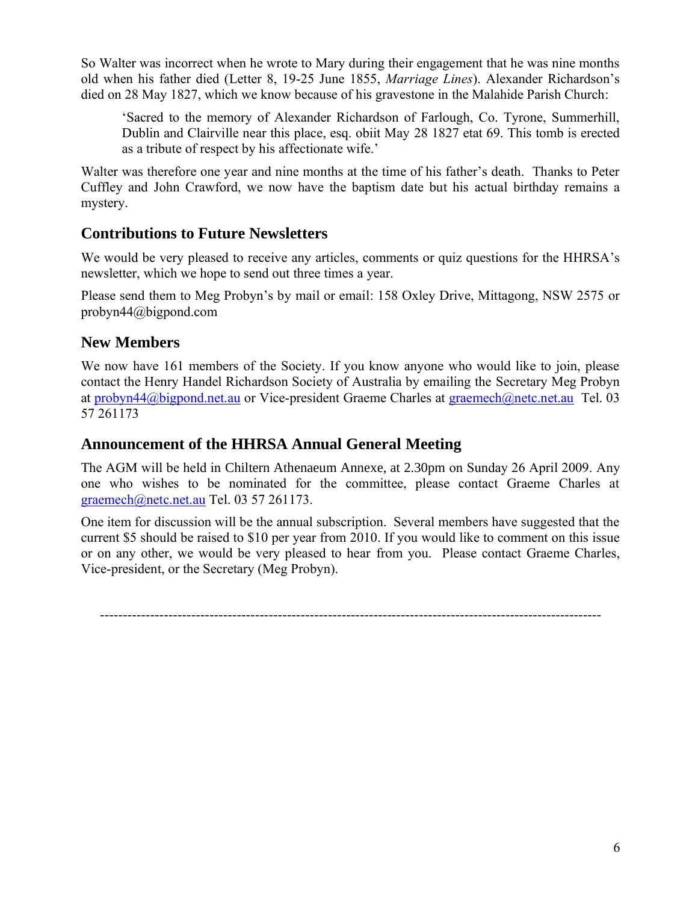So Walter was incorrect when he wrote to Mary during their engagement that he was nine months old when his father died (Letter 8, 19-25 June 1855, *Marriage Lines*). Alexander Richardson's died on 28 May 1827, which we know because of his gravestone in the Malahide Parish Church:

> 'Sacred to the memory of Alexander Richardson of Farlough, Co. Tyrone, Summerhill, Dublin and Clairville near this place, esq. obiit May 28 1827 etat 69. This tomb is erected as a tribute of respect by his affectionate wife.'

Walter was therefore one year and nine months at the time of his father's death. Thanks to Peter Cuffley and John Crawford, we now have the baptism date but his actual birthday remains a mystery.

## Contributions to Future Newsletters

We would be very pleased to receive any articles, comments or quiz questions for the HHRSA's newsletter, which we hope to send out three times a year.

Please send them to Meg Probyn's by mail or email: 158 Oxley Drive, Mittagong, NSW 2575 or probyn44@bigpond.com

## New Members

We now have 161 members of the Society. If you know anyone who would like to join, please contact the Henry Handel Richardson Society of Australia by emailing the Secretary Meg Probyn at probyn44@bigpond.net.au or Vice-president Graeme Charles at graemech@netc.net.au Tel. 03 57 261173

## Announcement of the HHRSA Annual General Meeting

The AGM will be held in Chiltern Athenaeum Annexe, at 2.30pm on Sunday 26 April 2009. Any one who wishes to be nominated for the committee, please contact Graeme Charles at graemech@netc.net.au Tel. 03 57 261173.

One item for discussion will be the annual subscription. Several members have suggested that the current $5 should be raised to $10 per year from 2010. If you would like to comment on this issue or on any other, we would be very pleased to hear from you. Please contact Graeme Charles, Vice-president, or the Secretary (Meg Probyn).

---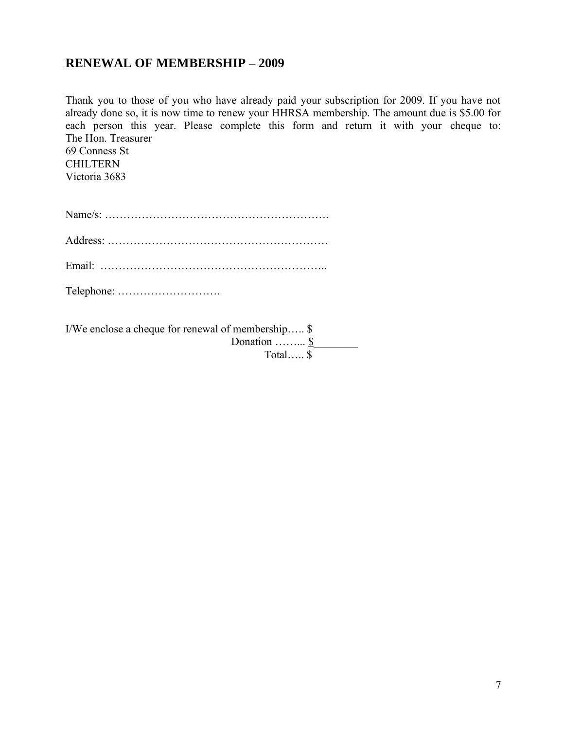## RENEWAL OF MEMBERSHIP – 2009

Thank you to those of you who have already paid your subscription for 2009. If you have not already done so, it is now time to renew your HHRSA membership. The amount due is $5.00 for each person this year. Please complete this form and return it with your cheque to:
The Hon. Treasurer
69 Conness St
CHILTERN
Victoria 3683

Name/s: …………………………………………………….

Address: ……………………………………………………

Email: ……………………………………………………..

Telephone: ……………………….

I/We enclose a cheque for renewal of membership….. $
Donation …….. $________
Total….. $